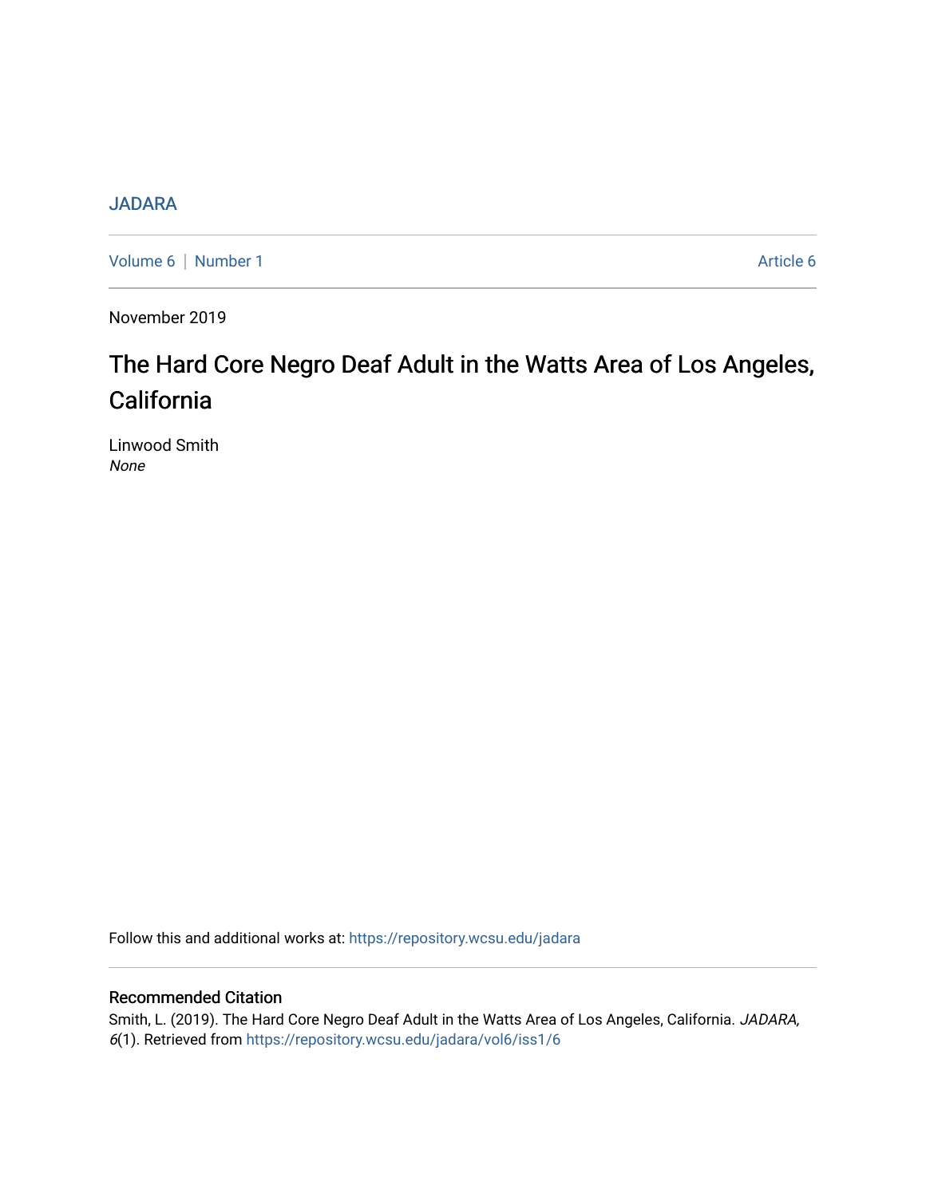JADARA

Volume 6 | Number 1 Article 6

November 2019

# The Hard Core Negro Deaf Adult in the Watts Area of Los Angeles, California

Linwood Smith
*None*

Follow this and additional works at: https://repository.wcsu.edu/jadara

## Recommended Citation

Smith, L. (2019). The Hard Core Negro Deaf Adult in the Watts Area of Los Angeles, California. *JADARA, 6*(1). Retrieved from https://repository.wcsu.edu/jadara/vol6/iss1/6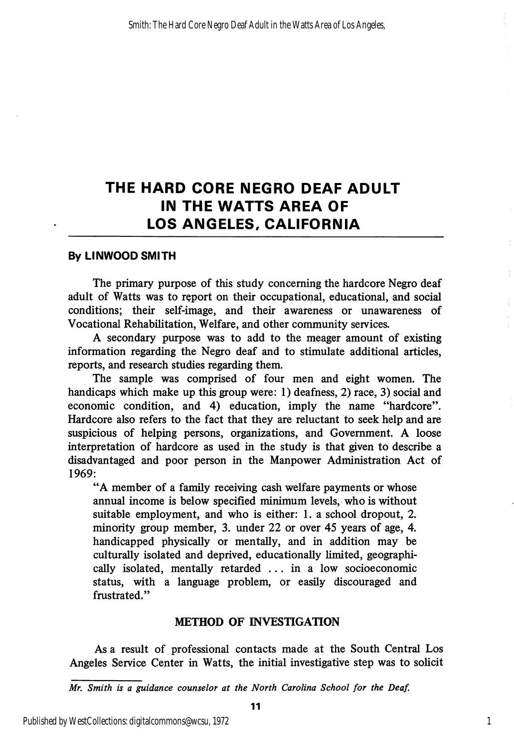# THE HARD CORE NEGRO DEAF ADULT IN THE WATTS AREA OF LOS ANGELES, CALIFORNIA

**By LINWOOD SMITH**

The primary purpose of this study concerning the hardcore Negro deaf adult of Watts was to report on their occupational, educational, and social conditions; their self-image, and their awareness or unawareness of Vocational Rehabilitation, Welfare, and other community services.

A secondary purpose was to add to the meager amount of existing information regarding the Negro deaf and to stimulate additional articles, reports, and research studies regarding them.

The sample was comprised of four men and eight women. The handicaps which make up this group were: 1) deafness, 2) race, 3) social and economic condition, and 4) education, imply the name "hardcore". Hardcore also refers to the fact that they are reluctant to seek help and are suspicious of helping persons, organizations, and Government. A loose interpretation of hardcore as used in the study is that given to describe a disadvantaged and poor person in the Manpower Administration Act of 1969:

> "A member of a family receiving cash welfare payments or whose annual income is below specified minimum levels, who is without suitable employment, and who is either: 1. a school dropout, 2. minority group member, 3. under 22 or over 45 years of age, 4. handicapped physically or mentally, and in addition may be culturally isolated and deprived, educationally limited, geographically isolated, mentally retarded ... in a low socioeconomic status, with a language problem, or easily discouraged and frustrated."

## METHOD OF INVESTIGATION

As a result of professional contacts made at the South Central Los Angeles Service Center in Watts, the initial investigative step was to solicit

*Mr. Smith is a guidance counselor at the North Carolina School for the Deaf.*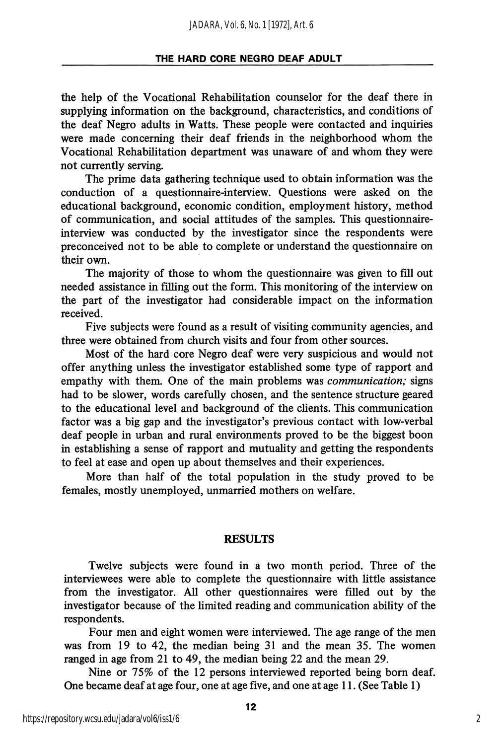the help of the Vocational Rehabilitation counselor for the deaf there in supplying information on the background, characteristics, and conditions of the deaf Negro adults in Watts. These people were contacted and inquiries were made concerning their deaf friends in the neighborhood whom the Vocational Rehabilitation department was unaware of and whom they were not currently serving.

The prime data gathering technique used to obtain information was the conduction of a questionnaire-interview. Questions were asked on the educational background, economic condition, employment history, method of communication, and social attitudes of the samples. This questionnaire-interview was conducted by the investigator since the respondents were preconceived not to be able to complete or understand the questionnaire on their own.

The majority of those to whom the questionnaire was given to fill out needed assistance in filling out the form. This monitoring of the interview on the part of the investigator had considerable impact on the information received.

Five subjects were found as a result of visiting community agencies, and three were obtained from church visits and four from other sources.

Most of the hard core Negro deaf were very suspicious and would not offer anything unless the investigator established some type of rapport and empathy with them. One of the main problems was *communication;* signs had to be slower, words carefully chosen, and the sentence structure geared to the educational level and background of the clients. This communication factor was a big gap and the investigator's previous contact with low-verbal deaf people in urban and rural environments proved to be the biggest boon in establishing a sense of rapport and mutuality and getting the respondents to feel at ease and open up about themselves and their experiences.

More than half of the total population in the study proved to be females, mostly unemployed, unmarried mothers on welfare.

## RESULTS

Twelve subjects were found in a two month period. Three of the interviewees were able to complete the questionnaire with little assistance from the investigator. All other questionnaires were filled out by the investigator because of the limited reading and communication ability of the respondents.

Four men and eight women were interviewed. The age range of the men was from 19 to 42, the median being 31 and the mean 35. The women ranged in age from 21 to 49, the median being 22 and the mean 29.

Nine or 75% of the 12 persons interviewed reported being born deaf. One became deaf at age four, one at age five, and one at age 11. (See Table 1)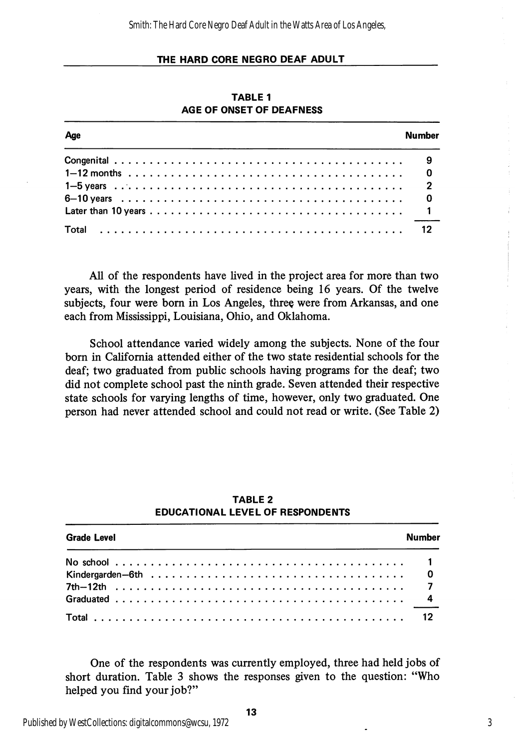**TABLE 1**
**AGE OF ONSET OF DEAFNESS**

| Age | Number |
|---|---|
| Congenital | 9 |
| 1–12 months | 0 |
| 1–5 years | 2 |
| 6–10 years | 0 |
| Later than 10 years | 1 |
| Total | 12 |

All of the respondents have lived in the project area for more than two years, with the longest period of residence being 16 years. Of the twelve subjects, four were born in Los Angeles, three were from Arkansas, and one each from Mississippi, Louisiana, Ohio, and Oklahoma.

School attendance varied widely among the subjects. None of the four born in California attended either of the two state residential schools for the deaf; two graduated from public schools having programs for the deaf; two did not complete school past the ninth grade. Seven attended their respective state schools for varying lengths of time, however, only two graduated. One person had never attended school and could not read or write. (See Table 2)

**TABLE 2**
**EDUCATIONAL LEVEL OF RESPONDENTS**

| Grade Level | Number |
|---|---|
| No school | 1 |
| Kindergarden–6th | 0 |
| 7th–12th | 7 |
| Graduated | 4 |
| Total | 12 |

One of the respondents was currently employed, three had held jobs of short duration. Table 3 shows the responses given to the question: "Who helped you find your job?"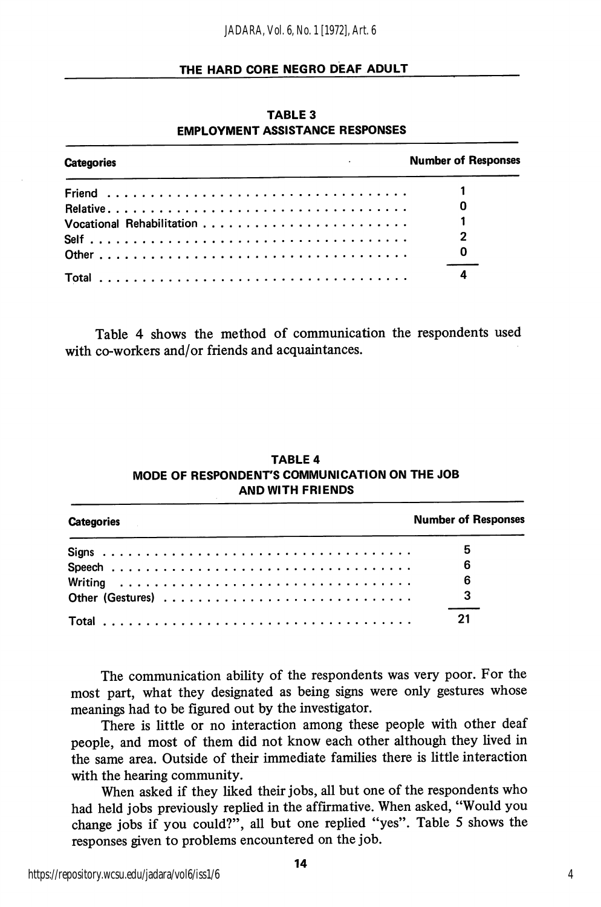**TABLE 3**
**EMPLOYMENT ASSISTANCE RESPONSES**

| Categories | Number of Responses |
|---|---|
| Friend | 1 |
| Relative | 0 |
| Vocational Rehabilitation | 1 |
| Self | 2 |
| Other | 0 |
| Total | 4 |

Table 4 shows the method of communication the respondents used with co-workers and/or friends and acquaintances.

**TABLE 4**
**MODE OF RESPONDENT'S COMMUNICATION ON THE JOB AND WITH FRIENDS**

| Categories | Number of Responses |
|---|---|
| Signs | 5 |
| Speech | 6 |
| Writing | 6 |
| Other (Gestures) | 3 |
| Total | 21 |

The communication ability of the respondents was very poor. For the most part, what they designated as being signs were only gestures whose meanings had to be figured out by the investigator.

There is little or no interaction among these people with other deaf people, and most of them did not know each other although they lived in the same area. Outside of their immediate families there is little interaction with the hearing community.

When asked if they liked their jobs, all but one of the respondents who had held jobs previously replied in the affirmative. When asked, "Would you change jobs if you could?", all but one replied "yes". Table 5 shows the responses given to problems encountered on the job.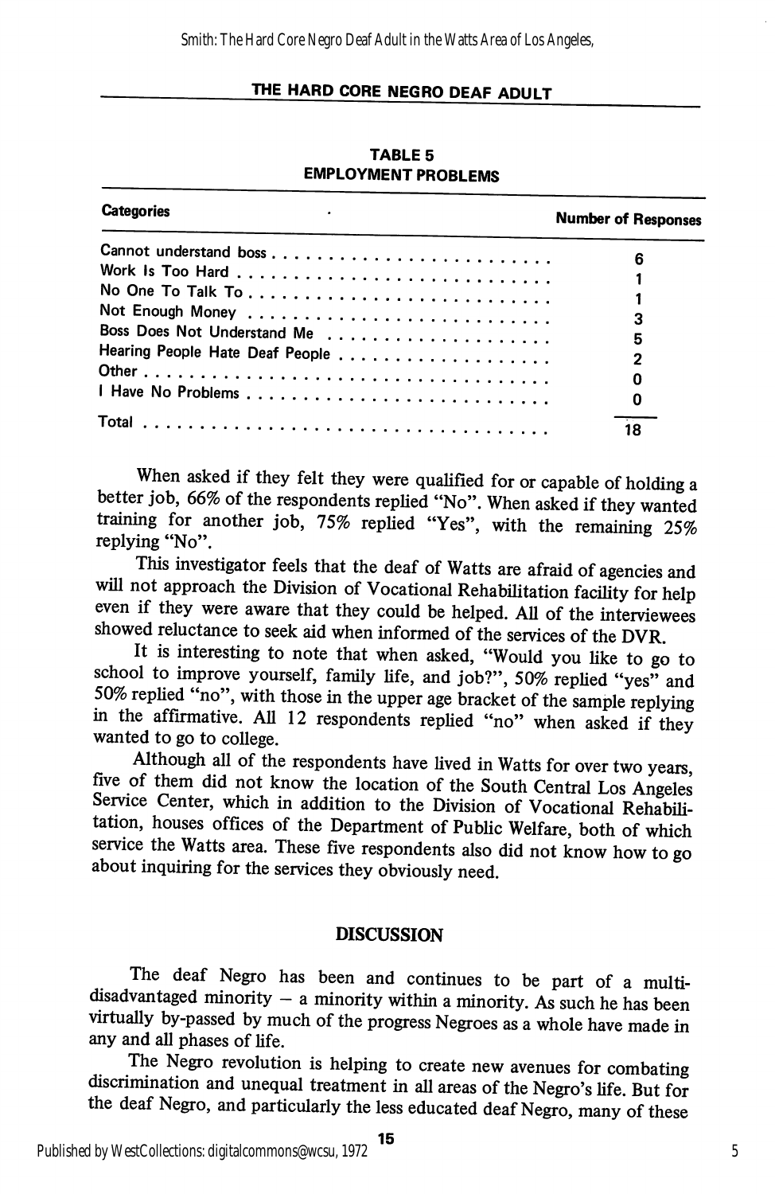**TABLE 5**
**EMPLOYMENT PROBLEMS**

| Categories | Number of Responses |
|---|---|
| Cannot understand boss | 6 |
| Work Is Too Hard | 1 |
| No One To Talk To | 1 |
| Not Enough Money | 3 |
| Boss Does Not Understand Me | 5 |
| Hearing People Hate Deaf People | 2 |
| Other | 0 |
| I Have No Problems | 0 |
| Total | 18 |

When asked if they felt they were qualified for or capable of holding a better job, 66% of the respondents replied "No". When asked if they wanted training for another job, 75% replied "Yes", with the remaining 25% replying "No".

This investigator feels that the deaf of Watts are afraid of agencies and will not approach the Division of Vocational Rehabilitation facility for help even if they were aware that they could be helped. All of the interviewees showed reluctance to seek aid when informed of the services of the DVR.

It is interesting to note that when asked, "Would you like to go to school to improve yourself, family life, and job?", 50% replied "yes" and 50% replied "no", with those in the upper age bracket of the sample replying in the affirmative. All 12 respondents replied "no" when asked if they wanted to go to college.

Although all of the respondents have lived in Watts for over two years, five of them did not know the location of the South Central Los Angeles Service Center, which in addition to the Division of Vocational Rehabilitation, houses offices of the Department of Public Welfare, both of which service the Watts area. These five respondents also did not know how to go about inquiring for the services they obviously need.

## DISCUSSION

The deaf Negro has been and continues to be part of a multi-disadvantaged minority – a minority within a minority. As such he has been virtually by-passed by much of the progress Negroes as a whole have made in any and all phases of life.

The Negro revolution is helping to create new avenues for combating discrimination and unequal treatment in all areas of the Negro's life. But for the deaf Negro, and particularly the less educated deaf Negro, many of these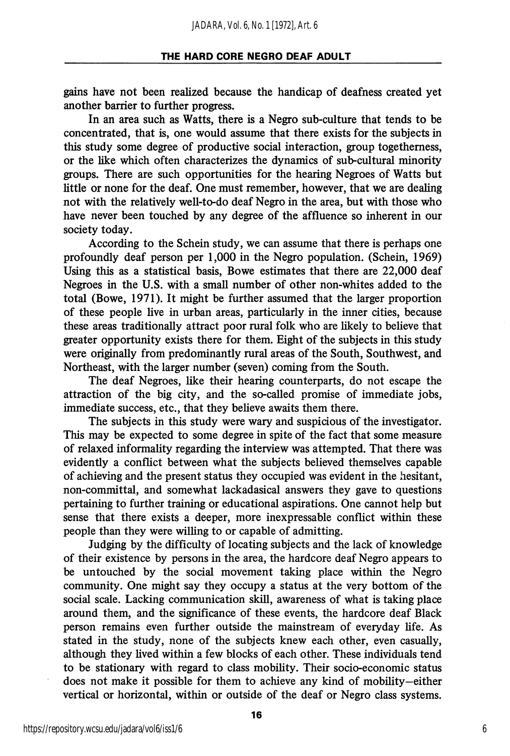gains have not been realized because the handicap of deafness created yet another barrier to further progress.

In an area such as Watts, there is a Negro sub-culture that tends to be concentrated, that is, one would assume that there exists for the subjects in this study some degree of productive social interaction, group togetherness, or the like which often characterizes the dynamics of sub-cultural minority groups. There are such opportunities for the hearing Negroes of Watts but little or none for the deaf. One must remember, however, that we are dealing not with the relatively well-to-do deaf Negro in the area, but with those who have never been touched by any degree of the affluence so inherent in our society today.

According to the Schein study, we can assume that there is perhaps one profoundly deaf person per 1,000 in the Negro population. (Schein, 1969) Using this as a statistical basis, Bowe estimates that there are 22,000 deaf Negroes in the U.S. with a small number of other non-whites added to the total (Bowe, 1971). It might be further assumed that the larger proportion of these people live in urban areas, particularly in the inner cities, because these areas traditionally attract poor rural folk who are likely to believe that greater opportunity exists there for them. Eight of the subjects in this study were originally from predominantly rural areas of the South, Southwest, and Northeast, with the larger number (seven) coming from the South.

The deaf Negroes, like their hearing counterparts, do not escape the attraction of the big city, and the so-called promise of immediate jobs, immediate success, etc., that they believe awaits them there.

The subjects in this study were wary and suspicious of the investigator. This may be expected to some degree in spite of the fact that some measure of relaxed informality regarding the interview was attempted. That there was evidently a conflict between what the subjects believed themselves capable of achieving and the present status they occupied was evident in the hesitant, non-committal, and somewhat lackadasical answers they gave to questions pertaining to further training or educational aspirations. One cannot help but sense that there exists a deeper, more inexpressable conflict within these people than they were willing to or capable of admitting.

Judging by the difficulty of locating subjects and the lack of knowledge of their existence by persons in the area, the hardcore deaf Negro appears to be untouched by the social movement taking place within the Negro community. One might say they occupy a status at the very bottom of the social scale. Lacking communication skill, awareness of what is taking place around them, and the significance of these events, the hardcore deaf Black person remains even further outside the mainstream of everyday life. As stated in the study, none of the subjects knew each other, even casually, although they lived within a few blocks of each other. These individuals tend to be stationary with regard to class mobility. Their socio-economic status does not make it possible for them to achieve any kind of mobility—either vertical or horizontal, within or outside of the deaf or Negro class systems.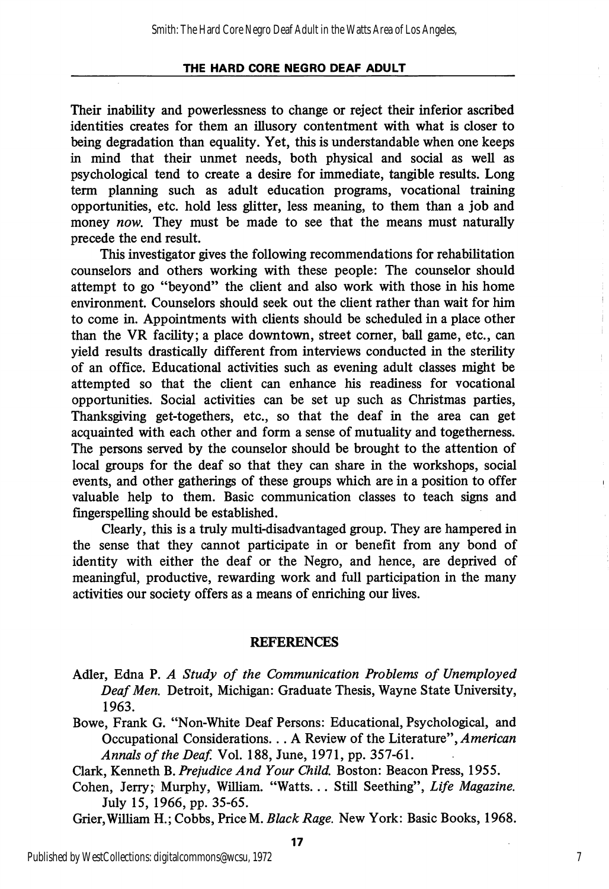Their inability and powerlessness to change or reject their inferior ascribed identities creates for them an illusory contentment with what is closer to being degradation than equality. Yet, this is understandable when one keeps in mind that their unmet needs, both physical and social as well as psychological tend to create a desire for immediate, tangible results. Long term planning such as adult education programs, vocational training opportunities, etc. hold less glitter, less meaning, to them than a job and money *now*. They must be made to see that the means must naturally precede the end result.

This investigator gives the following recommendations for rehabilitation counselors and others working with these people: The counselor should attempt to go "beyond" the client and also work with those in his home environment. Counselors should seek out the client rather than wait for him to come in. Appointments with clients should be scheduled in a place other than the VR facility; a place downtown, street corner, ball game, etc., can yield results drastically different from interviews conducted in the sterility of an office. Educational activities such as evening adult classes might be attempted so that the client can enhance his readiness for vocational opportunities. Social activities can be set up such as Christmas parties, Thanksgiving get-togethers, etc., so that the deaf in the area can get acquainted with each other and form a sense of mutuality and togetherness. The persons served by the counselor should be brought to the attention of local groups for the deaf so that they can share in the workshops, social events, and other gatherings of these groups which are in a position to offer valuable help to them. Basic communication classes to teach signs and fingerspelling should be established.

Clearly, this is a truly multi-disadvantaged group. They are hampered in the sense that they cannot participate in or benefit from any bond of identity with either the deaf or the Negro, and hence, are deprived of meaningful, productive, rewarding work and full participation in the many activities our society offers as a means of enriching our lives.

## REFERENCES

Adler, Edna P. *A Study of the Communication Problems of Unemployed Deaf Men.* Detroit, Michigan: Graduate Thesis, Wayne State University, 1963.

Bowe, Frank G. "Non-White Deaf Persons: Educational, Psychological, and Occupational Considerations. . . A Review of the Literature", *American Annals of the Deaf.* Vol. 188, June, 1971, pp. 357-61.

Clark, Kenneth B. *Prejudice And Your Child.* Boston: Beacon Press, 1955.

Cohen, Jerry; Murphy, William. "Watts. . . Still Seething", *Life Magazine.* July 15, 1966, pp. 35-65.

Grier, William H.; Cobbs, Price M. *Black Rage.* New York: Basic Books, 1968.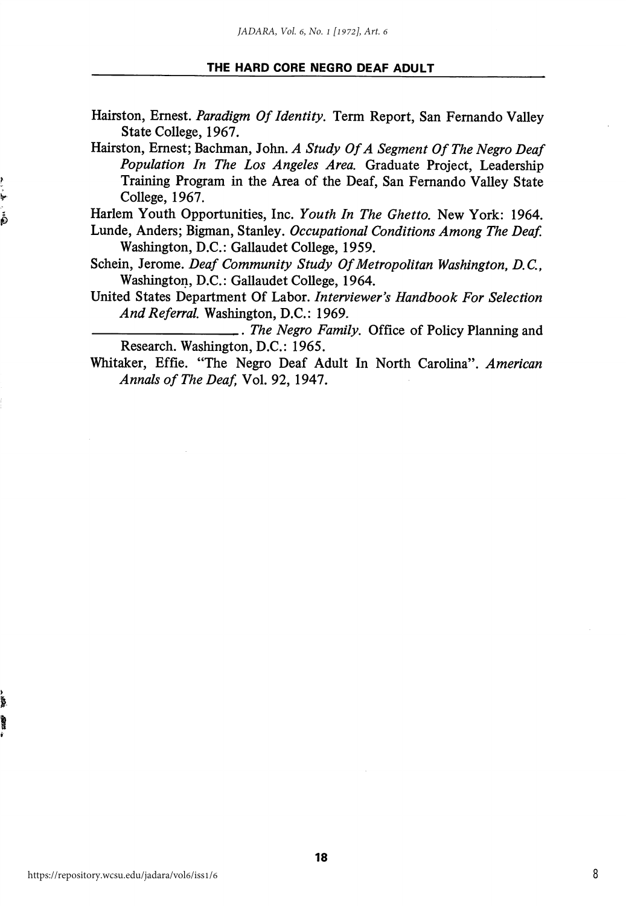Hairston, Ernest. *Paradigm Of Identity.* Term Report, San Fernando Valley State College, 1967.

Hairston, Ernest; Bachman, John. *A Study Of A Segment Of The Negro Deaf Population In The Los Angeles Area.* Graduate Project, Leadership Training Program in the Area of the Deaf, San Fernando Valley State College, 1967.

Harlem Youth Opportunities, Inc. *Youth In The Ghetto.* New York: 1964.

Lunde, Anders; Bigman, Stanley. *Occupational Conditions Among The Deaf.* Washington, D.C.: Gallaudet College, 1959.

Schein, Jerome. *Deaf Community Study Of Metropolitan Washington, D.C.,* Washington, D.C.: Gallaudet College, 1964.

United States Department Of Labor. *Interviewer's Handbook For Selection And Referral.* Washington, D.C.: 1969.

____________________. *The Negro Family.* Office of Policy Planning and Research. Washington, D.C.: 1965.

Whitaker, Effie. "The Negro Deaf Adult In North Carolina". *American Annals of The Deaf,* Vol. 92, 1947.